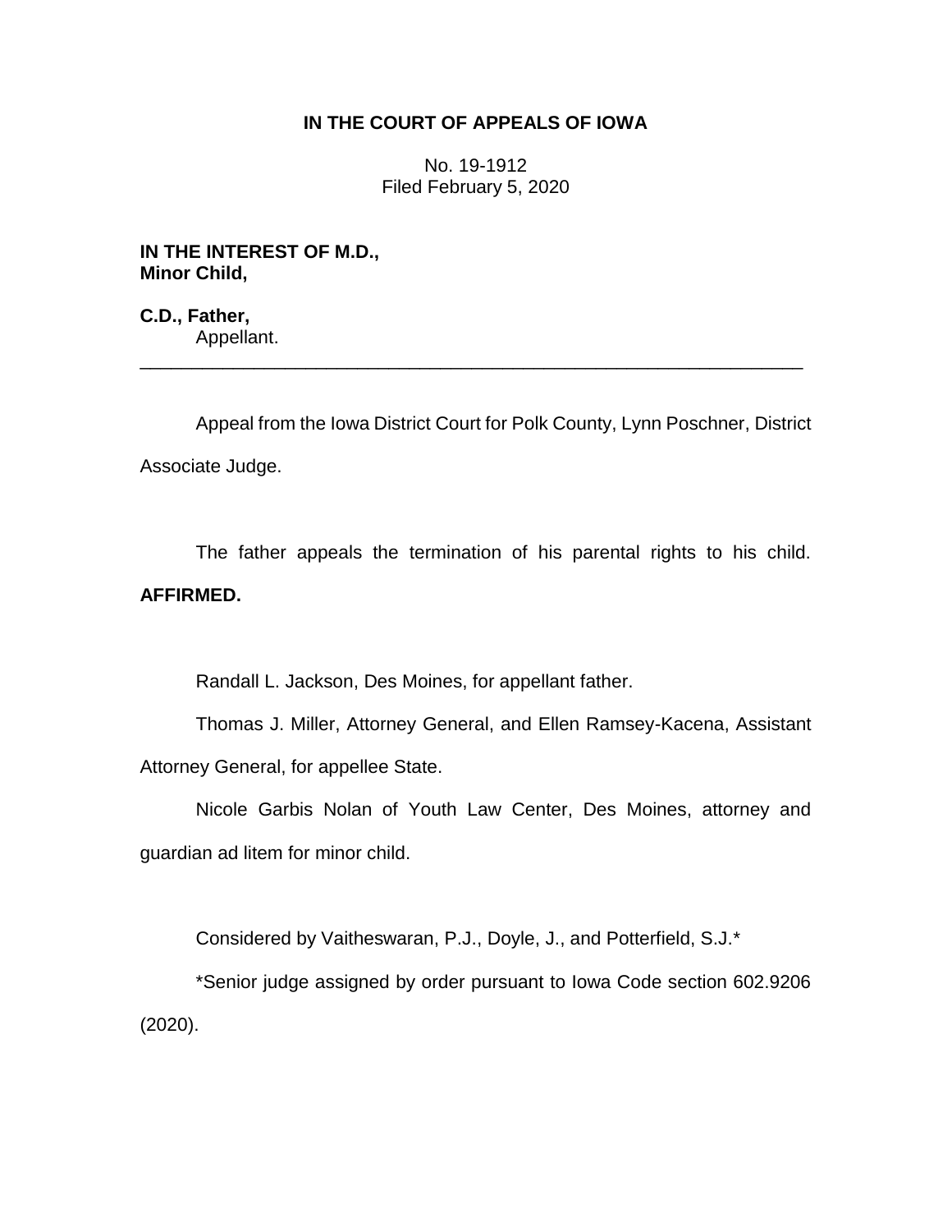**IN THE COURT OF APPEALS OF IOWA**

No. 19-1912
Filed February 5, 2020

**IN THE INTEREST OF M.D.,**
**Minor Child,**

**C.D., Father,**
Appellant.

---

Appeal from the Iowa District Court for Polk County, Lynn Poschner, District Associate Judge.

The father appeals the termination of his parental rights to his child. **AFFIRMED.**

Randall L. Jackson, Des Moines, for appellant father.

Thomas J. Miller, Attorney General, and Ellen Ramsey-Kacena, Assistant Attorney General, for appellee State.

Nicole Garbis Nolan of Youth Law Center, Des Moines, attorney and guardian ad litem for minor child.

Considered by Vaitheswaran, P.J., Doyle, J., and Potterfield, S.J.*

*Senior judge assigned by order pursuant to Iowa Code section 602.9206 (2020).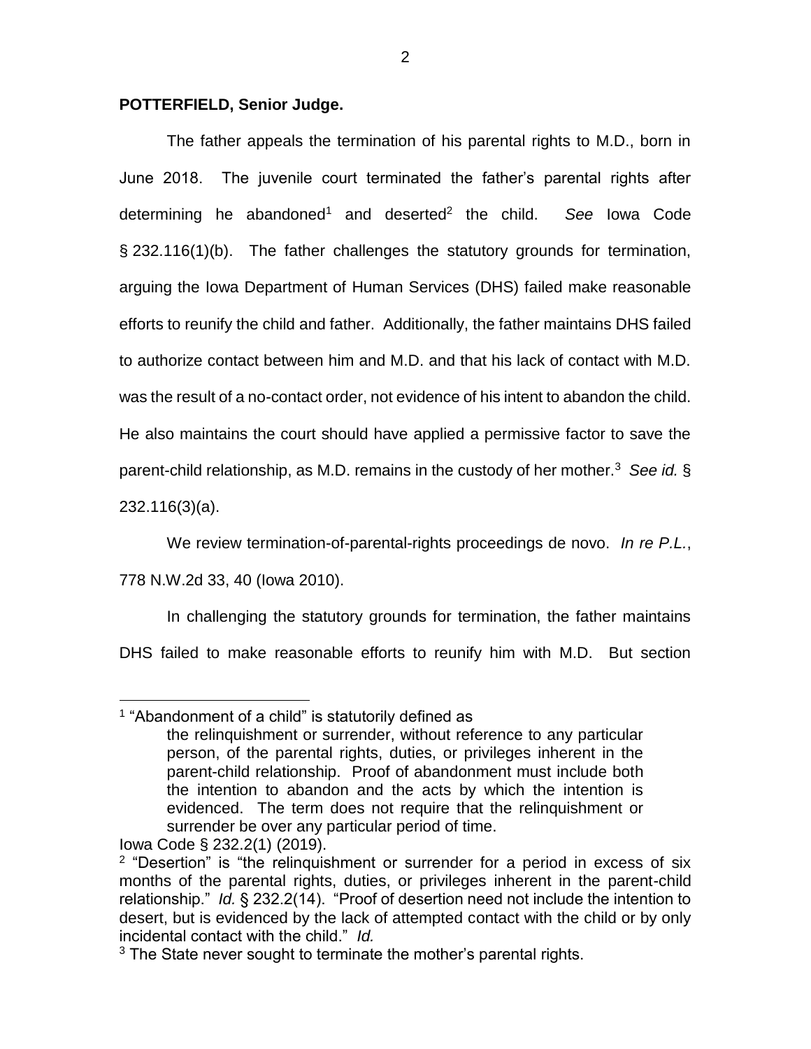**POTTERFIELD, Senior Judge.**

The father appeals the termination of his parental rights to M.D., born in June 2018. The juvenile court terminated the father's parental rights after determining he abandoned[1] and deserted[2] the child. *See* Iowa Code § 232.116(1)(b). The father challenges the statutory grounds for termination, arguing the Iowa Department of Human Services (DHS) failed make reasonable efforts to reunify the child and father. Additionally, the father maintains DHS failed to authorize contact between him and M.D. and that his lack of contact with M.D. was the result of a no-contact order, not evidence of his intent to abandon the child. He also maintains the court should have applied a permissive factor to save the parent-child relationship, as M.D. remains in the custody of her mother.[3] *See id.* § 232.116(3)(a).

We review termination-of-parental-rights proceedings de novo. *In re P.L.*, 778 N.W.2d 33, 40 (Iowa 2010).

In challenging the statutory grounds for termination, the father maintains DHS failed to make reasonable efforts to reunify him with M.D. But section

---

[1] "Abandonment of a child" is statutorily defined as

> the relinquishment or surrender, without reference to any particular person, of the parental rights, duties, or privileges inherent in the parent-child relationship. Proof of abandonment must include both the intention to abandon and the acts by which the intention is evidenced. The term does not require that the relinquishment or surrender be over any particular period of time.

Iowa Code § 232.2(1) (2019).

[2] "Desertion" is "the relinquishment or surrender for a period in excess of six months of the parental rights, duties, or privileges inherent in the parent-child relationship." *Id.* § 232.2(14). "Proof of desertion need not include the intention to desert, but is evidenced by the lack of attempted contact with the child or by only incidental contact with the child." *Id.*

[3] The State never sought to terminate the mother's parental rights.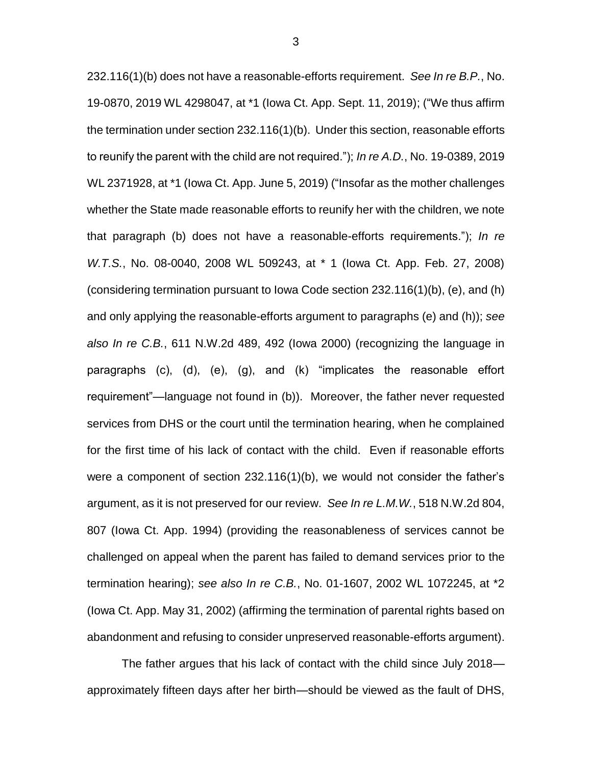232.116(1)(b) does not have a reasonable-efforts requirement. *See In re B.P.*, No. 19-0870, 2019 WL 4298047, at *1 (Iowa Ct. App. Sept. 11, 2019); ("We thus affirm the termination under section 232.116(1)(b). Under this section, reasonable efforts to reunify the parent with the child are not required."); *In re A.D.*, No. 19-0389, 2019 WL 2371928, at *1 (Iowa Ct. App. June 5, 2019) ("Insofar as the mother challenges whether the State made reasonable efforts to reunify her with the children, we note that paragraph (b) does not have a reasonable-efforts requirements."); *In re W.T.S.*, No. 08-0040, 2008 WL 509243, at * 1 (Iowa Ct. App. Feb. 27, 2008) (considering termination pursuant to Iowa Code section 232.116(1)(b), (e), and (h) and only applying the reasonable-efforts argument to paragraphs (e) and (h)); *see also In re C.B.*, 611 N.W.2d 489, 492 (Iowa 2000) (recognizing the language in paragraphs (c), (d), (e), (g), and (k) "implicates the reasonable effort requirement"—language not found in (b)). Moreover, the father never requested services from DHS or the court until the termination hearing, when he complained for the first time of his lack of contact with the child. Even if reasonable efforts were a component of section 232.116(1)(b), we would not consider the father's argument, as it is not preserved for our review. *See In re L.M.W.*, 518 N.W.2d 804, 807 (Iowa Ct. App. 1994) (providing the reasonableness of services cannot be challenged on appeal when the parent has failed to demand services prior to the termination hearing); *see also In re C.B.*, No. 01-1607, 2002 WL 1072245, at *2 (Iowa Ct. App. May 31, 2002) (affirming the termination of parental rights based on abandonment and refusing to consider unpreserved reasonable-efforts argument).

The father argues that his lack of contact with the child since July 2018—approximately fifteen days after her birth—should be viewed as the fault of DHS,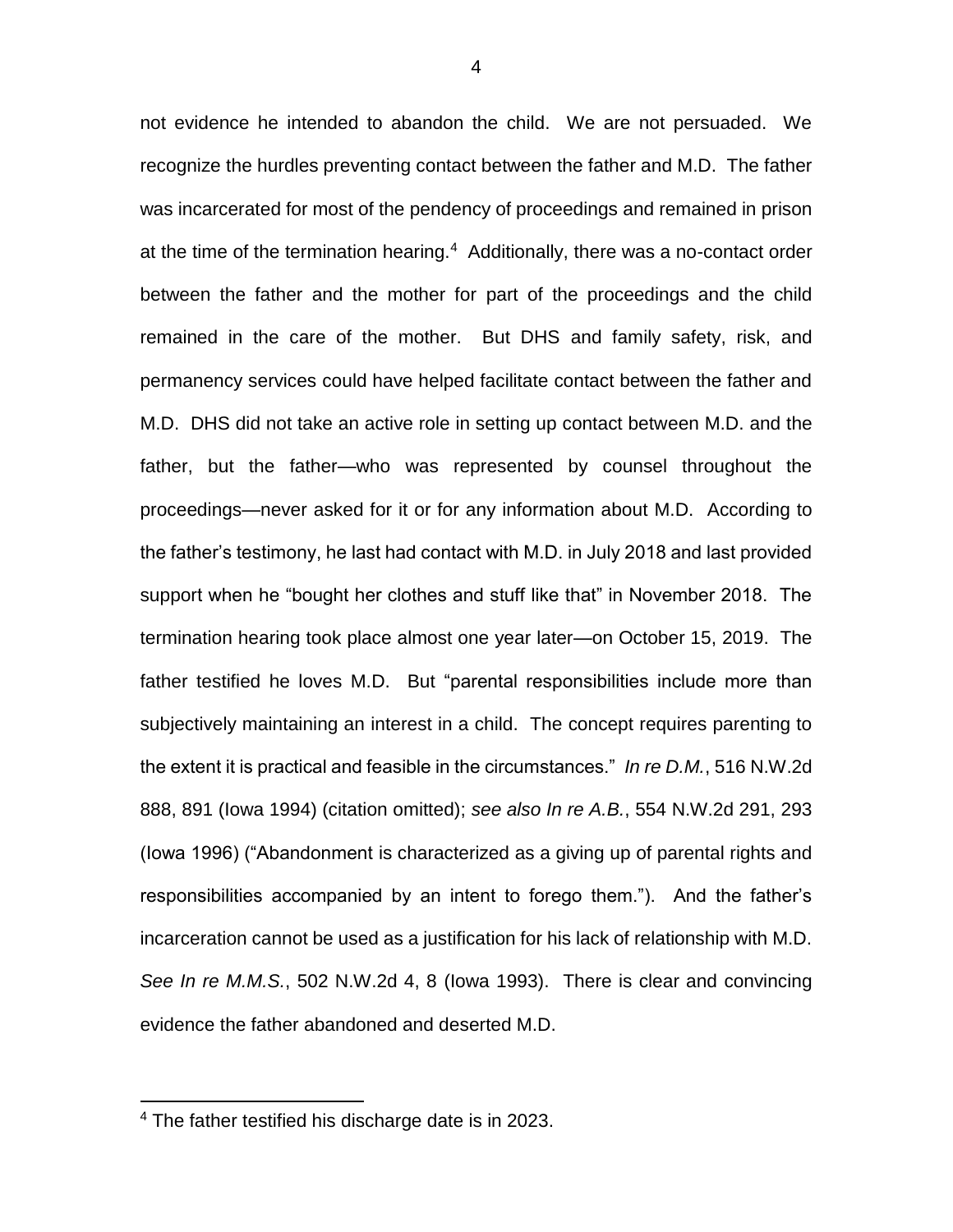not evidence he intended to abandon the child. We are not persuaded. We recognize the hurdles preventing contact between the father and M.D. The father was incarcerated for most of the pendency of proceedings and remained in prison at the time of the termination hearing.[4] Additionally, there was a no-contact order between the father and the mother for part of the proceedings and the child remained in the care of the mother. But DHS and family safety, risk, and permanency services could have helped facilitate contact between the father and M.D. DHS did not take an active role in setting up contact between M.D. and the father, but the father—who was represented by counsel throughout the proceedings—never asked for it or for any information about M.D. According to the father's testimony, he last had contact with M.D. in July 2018 and last provided support when he "bought her clothes and stuff like that" in November 2018. The termination hearing took place almost one year later—on October 15, 2019. The father testified he loves M.D. But "parental responsibilities include more than subjectively maintaining an interest in a child. The concept requires parenting to the extent it is practical and feasible in the circumstances." *In re D.M.*, 516 N.W.2d 888, 891 (Iowa 1994) (citation omitted); *see also In re A.B.*, 554 N.W.2d 291, 293 (Iowa 1996) ("Abandonment is characterized as a giving up of parental rights and responsibilities accompanied by an intent to forego them."). And the father's incarceration cannot be used as a justification for his lack of relationship with M.D. *See In re M.M.S.*, 502 N.W.2d 4, 8 (Iowa 1993). There is clear and convincing evidence the father abandoned and deserted M.D.

[4] The father testified his discharge date is in 2023.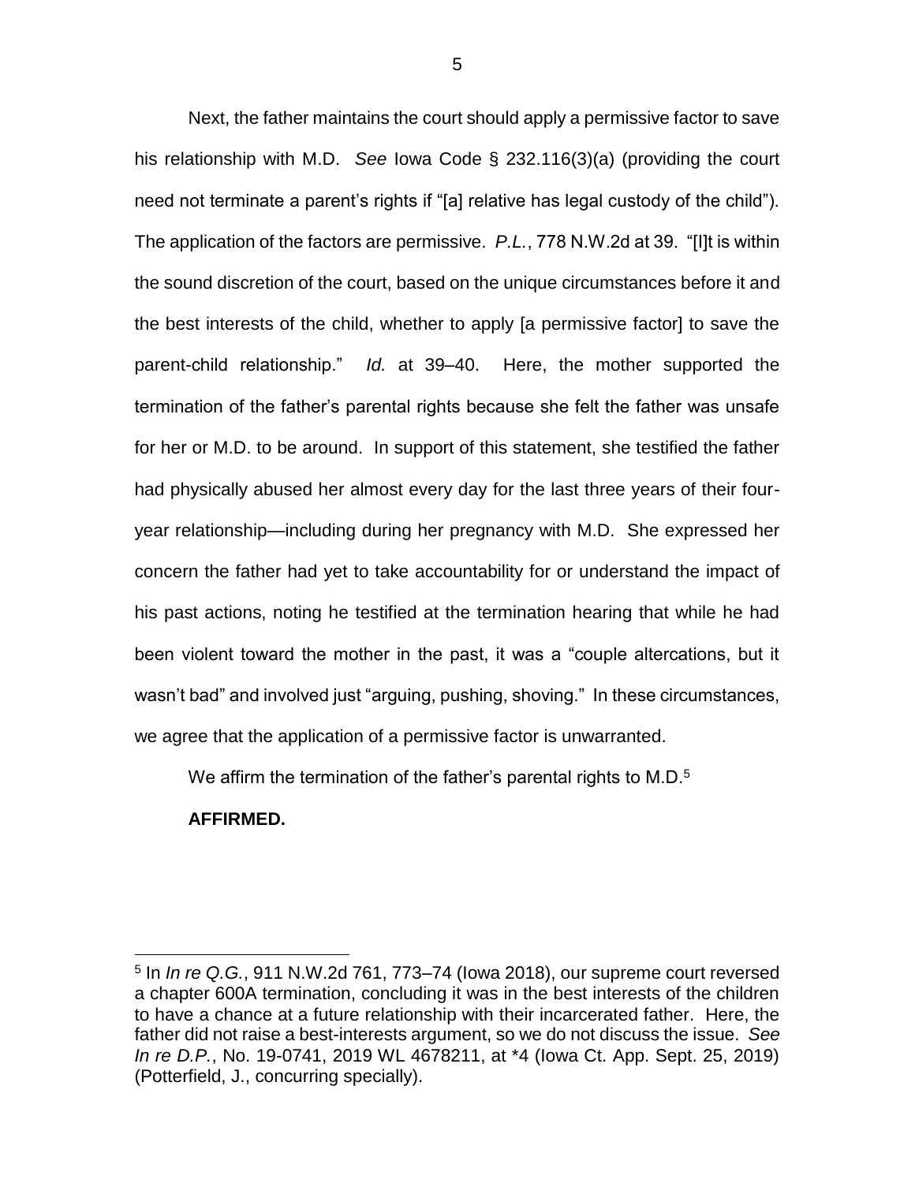Next, the father maintains the court should apply a permissive factor to save his relationship with M.D. *See* Iowa Code § 232.116(3)(a) (providing the court need not terminate a parent's rights if "[a] relative has legal custody of the child"). The application of the factors are permissive. *P.L.*, 778 N.W.2d at 39. "[I]t is within the sound discretion of the court, based on the unique circumstances before it and the best interests of the child, whether to apply [a permissive factor] to save the parent-child relationship." *Id.* at 39–40. Here, the mother supported the termination of the father's parental rights because she felt the father was unsafe for her or M.D. to be around. In support of this statement, she testified the father had physically abused her almost every day for the last three years of their four-year relationship—including during her pregnancy with M.D. She expressed her concern the father had yet to take accountability for or understand the impact of his past actions, noting he testified at the termination hearing that while he had been violent toward the mother in the past, it was a "couple altercations, but it wasn't bad" and involved just "arguing, pushing, shoving." In these circumstances, we agree that the application of a permissive factor is unwarranted.

We affirm the termination of the father's parental rights to M.D.[5]

**AFFIRMED.**

---

[5] In *In re Q.G.*, 911 N.W.2d 761, 773–74 (Iowa 2018), our supreme court reversed a chapter 600A termination, concluding it was in the best interests of the children to have a chance at a future relationship with their incarcerated father. Here, the father did not raise a best-interests argument, so we do not discuss the issue. *See In re D.P.*, No. 19-0741, 2019 WL 4678211, at *4 (Iowa Ct. App. Sept. 25, 2019) (Potterfield, J., concurring specially).